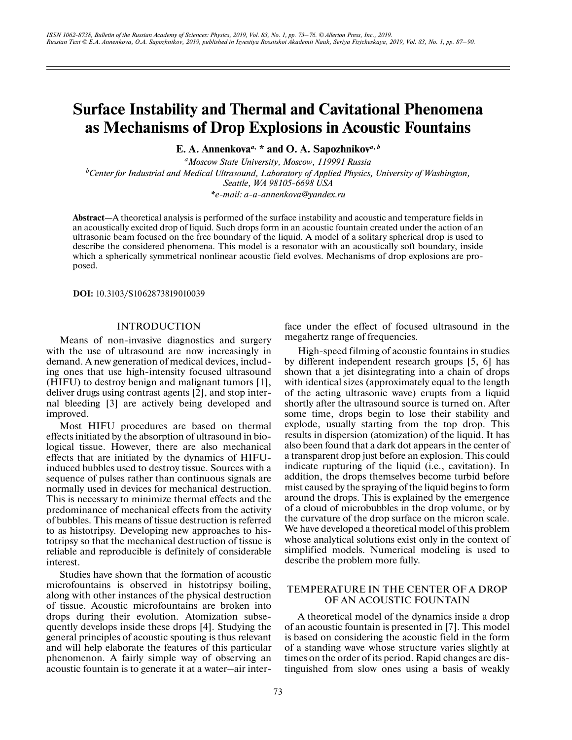# Surface Instability and Thermal and Cavitational Phenomena as Mechanisms of Drop Explosions in Acoustic Fountains

**E. A. Annenkova**[a, *] **and O. A. Sapozhnikov**[a, b]

[a] *Moscow State University, Moscow, 119991 Russia*

[b] *Center for Industrial and Medical Ultrasound, Laboratory of Applied Physics, University of Washington, Seattle, WA 98105-6698 USA*

*\*e-mail: a-a-annenkova@yandex.ru*

**Abstract**—A theoretical analysis is performed of the surface instability and acoustic and temperature fields in an acoustically excited drop of liquid. Such drops form in an acoustic fountain created under the action of an ultrasonic beam focused on the free boundary of the liquid. A model of a solitary spherical drop is used to describe the considered phenomena. This model is a resonator with an acoustically soft boundary, inside which a spherically symmetrical nonlinear acoustic field evolves. Mechanisms of drop explosions are proposed.

**DOI:** 10.3103/S1062873819010039

## INTRODUCTION

Means of non-invasive diagnostics and surgery with the use of ultrasound are now increasingly in demand. A new generation of medical devices, including ones that use high-intensity focused ultrasound (HIFU) to destroy benign and malignant tumors [1], deliver drugs using contrast agents [2], and stop internal bleeding [3] are actively being developed and improved.

Most HIFU procedures are based on thermal effects initiated by the absorption of ultrasound in biological tissue. However, there are also mechanical effects that are initiated by the dynamics of HIFU-induced bubbles used to destroy tissue. Sources with a sequence of pulses rather than continuous signals are normally used in devices for mechanical destruction. This is necessary to minimize thermal effects and the predominance of mechanical effects from the activity of bubbles. This means of tissue destruction is referred to as histotripsy. Developing new approaches to histotripsy so that the mechanical destruction of tissue is reliable and reproducible is definitely of considerable interest.

Studies have shown that the formation of acoustic microfountains is observed in histotripsy boiling, along with other instances of the physical destruction of tissue. Acoustic microfountains are broken into drops during their evolution. Atomization subsequently develops inside these drops [4]. Studying the general principles of acoustic spouting is thus relevant and will help elaborate the features of this particular phenomenon. A fairly simple way of observing an acoustic fountain is to generate it at a water–air interface under the effect of focused ultrasound in the megahertz range of frequencies.

High-speed filming of acoustic fountains in studies by different independent research groups [5, 6] has shown that a jet disintegrating into a chain of drops with identical sizes (approximately equal to the length of the acting ultrasonic wave) erupts from a liquid shortly after the ultrasound source is turned on. After some time, drops begin to lose their stability and explode, usually starting from the top drop. This results in dispersion (atomization) of the liquid. It has also been found that a dark dot appears in the center of a transparent drop just before an explosion. This could indicate rupturing of the liquid (i.e., cavitation). In addition, the drops themselves become turbid before mist caused by the spraying of the liquid begins to form around the drops. This is explained by the emergence of a cloud of microbubbles in the drop volume, or by the curvature of the drop surface on the micron scale. We have developed a theoretical model of this problem whose analytical solutions exist only in the context of simplified models. Numerical modeling is used to describe the problem more fully.

## TEMPERATURE IN THE CENTER OF A DROP OF AN ACOUSTIC FOUNTAIN

A theoretical model of the dynamics inside a drop of an acoustic fountain is presented in [7]. This model is based on considering the acoustic field in the form of a standing wave whose structure varies slightly at times on the order of its period. Rapid changes are distinguished from slow ones using a basis of weakly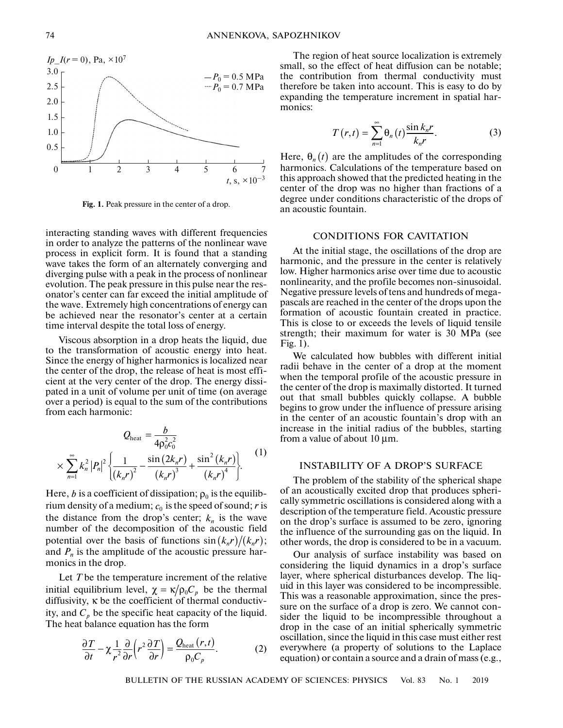Fig. 1. Peak pressure in the center of a drop.

interacting standing waves with different frequencies in order to analyze the patterns of the nonlinear wave process in explicit form. It is found that a standing wave takes the form of an alternately converging and diverging pulse with a peak in the process of nonlinear evolution. The peak pressure in this pulse near the resonator's center can far exceed the initial amplitude of the wave. Extremely high concentrations of energy can be achieved near the resonator's center at a certain time interval despite the total loss of energy.

Viscous absorption in a drop heats the liquid, due to the transformation of acoustic energy into heat. Since the energy of higher harmonics is localized near the center of the drop, the release of heat is most efficient at the very center of the drop. The energy dissipated in a unit of volume per unit of time (on average over a period) is equal to the sum of the contributions from each harmonic:

$$Q_{\text{heat}} = \frac{b}{4\rho_0^2 c_0^2} \times \sum_{n=1}^{\infty} k_n^2 |P_n|^2 \left\{ \frac{1}{(k_n r)^2} - \frac{\sin(2k_n r)}{(k_n r)^3} + \frac{\sin^2(k_n r)}{(k_n r)^4} \right\}. \tag{1}$$

Here, $b$ is a coefficient of dissipation; $\rho_0$ is the equilibrium density of a medium; $c_0$ is the speed of sound; $r$ is the distance from the drop's center; $k_n$ is the wave number of the decomposition of the acoustic field potential over the basis of functions $\sin(k_n r)/(k_n r)$; and $P_n$ is the amplitude of the acoustic pressure harmonics in the drop.

Let $T$ be the temperature increment of the relative initial equilibrium level, $\chi = \kappa/\rho_0 C_p$ be the thermal diffusivity, $\kappa$ be the coefficient of thermal conductivity, and $C_p$ be the specific heat capacity of the liquid. The heat balance equation has the form

$$\frac{\partial T}{\partial t} - \chi \frac{1}{r^2} \frac{\partial}{\partial r}\left( r^2 \frac{\partial T}{\partial r} \right) = \frac{Q_{\text{heat}}(r,t)}{\rho_0 C_p}. \tag{2}$$

The region of heat source localization is extremely small, so the effect of heat diffusion can be notable; the contribution from thermal conductivity must therefore be taken into account. This is easy to do by expanding the temperature increment in spatial harmonics:

$$T(r,t) = \sum_{n=1}^{\infty} \theta_n(t) \frac{\sin k_n r}{k_n r}. \tag{3}$$

Here, $\theta_n(t)$ are the amplitudes of the corresponding harmonics. Calculations of the temperature based on this approach showed that the predicted heating in the center of the drop was no higher than fractions of a degree under conditions characteristic of the drops of an acoustic fountain.

## CONDITIONS FOR CAVITATION

At the initial stage, the oscillations of the drop are harmonic, and the pressure in the center is relatively low. Higher harmonics arise over time due to acoustic nonlinearity, and the profile becomes non-sinusoidal. Negative pressure levels of tens and hundreds of megapascals are reached in the center of the drops upon the formation of acoustic fountain created in practice. This is close to or exceeds the levels of liquid tensile strength; their maximum for water is 30 MPa (see Fig. 1).

We calculated how bubbles with different initial radii behave in the center of a drop at the moment when the temporal profile of the acoustic pressure in the center of the drop is maximally distorted. It turned out that small bubbles quickly collapse. A bubble begins to grow under the influence of pressure arising in the center of an acoustic fountain's drop with an increase in the initial radius of the bubbles, starting from a value of about 10 μm.

## INSTABILITY OF A DROP'S SURFACE

The problem of the stability of the spherical shape of an acoustically excited drop that produces spherically symmetric oscillations is considered along with a description of the temperature field. Acoustic pressure on the drop's surface is assumed to be zero, ignoring the influence of the surrounding gas on the liquid. In other words, the drop is considered to be in a vacuum.

Our analysis of surface instability was based on considering the liquid dynamics in a drop's surface layer, where spherical disturbances develop. The liquid in this layer was considered to be incompressible. This was a reasonable approximation, since the pressure on the surface of a drop is zero. We cannot consider the liquid to be incompressible throughout a drop in the case of an initial spherically symmetric oscillation, since the liquid in this case must either rest everywhere (a property of solutions to the Laplace equation) or contain a source and a drain of mass (e.g.,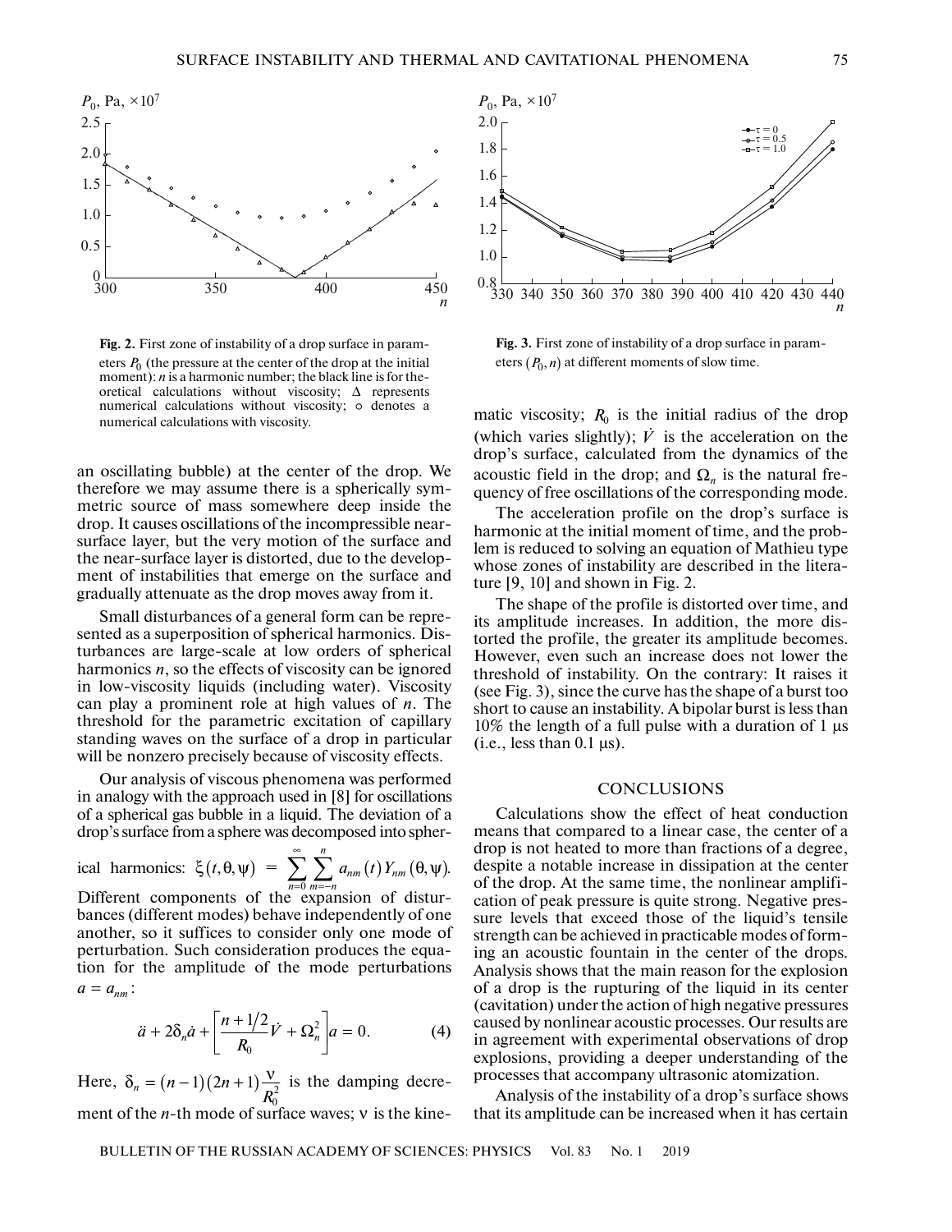Fig. 2. First zone of instability of a drop surface in parameters $P_0$ (the pressure at the center of the drop at the initial moment): $n$ is a harmonic number; the black line is for theoretical calculations without viscosity; Δ represents numerical calculations without viscosity; ○ denotes a numerical calculations with viscosity.

Fig. 3. First zone of instability of a drop surface in parameters $(P_0, n)$ at different moments of slow time.

an oscillating bubble) at the center of the drop. We therefore we may assume there is a spherically symmetric source of mass somewhere deep inside the drop. It causes oscillations of the incompressible near-surface layer, but the very motion of the surface and the near-surface layer is distorted, due to the development of instabilities that emerge on the surface and gradually attenuate as the drop moves away from it.

Small disturbances of a general form can be represented as a superposition of spherical harmonics. Disturbances are large-scale at low orders of spherical harmonics $n$, so the effects of viscosity can be ignored in low-viscosity liquids (including water). Viscosity can play a prominent role at high values of $n$. The threshold for the parametric excitation of capillary standing waves on the surface of a drop in particular will be nonzero precisely because of viscosity effects.

Our analysis of viscous phenomena was performed in analogy with the approach used in [8] for oscillations of a spherical gas bubble in a liquid. The deviation of a drop's surface from a sphere was decomposed into spherical harmonics: $\xi(t,\theta,\psi) = \sum_{n=0}^{\infty}\sum_{m=-n}^{n} a_{nm}(t)\,Y_{nm}(\theta,\psi)$. Different components of the expansion of disturbances (different modes) behave independently of one another, so it suffices to consider only one mode of perturbation. Such consideration produces the equation for the amplitude of the mode perturbations $a = a_{nm}$:

$$\ddot{a} + 2\delta_n \dot{a} + \left[\frac{n+1/2}{R_0}\dot{V} + \Omega_n^2\right]a = 0. \qquad (4)$$

Here, $\delta_n = (n-1)(2n+1)\dfrac{\nu}{R_0^2}$ is the damping decrement of the $n$-th mode of surface waves; $\nu$ is the kinematic viscosity; $R_0$ is the initial radius of the drop (which varies slightly); $\dot{V}$ is the acceleration on the drop's surface, calculated from the dynamics of the acoustic field in the drop; and $\Omega_n$ is the natural frequency of free oscillations of the corresponding mode.

The acceleration profile on the drop's surface is harmonic at the initial moment of time, and the problem is reduced to solving an equation of Mathieu type whose zones of instability are described in the literature [9, 10] and shown in Fig. 2.

The shape of the profile is distorted over time, and its amplitude increases. In addition, the more distorted the profile, the greater its amplitude becomes. However, even such an increase does not lower the threshold of instability. On the contrary: It raises it (see Fig. 3), since the curve has the shape of a burst too short to cause an instability. A bipolar burst is less than 10% the length of a full pulse with a duration of 1 μs (i.e., less than 0.1 μs).

## CONCLUSIONS

Calculations show the effect of heat conduction means that compared to a linear case, the center of a drop is not heated to more than fractions of a degree, despite a notable increase in dissipation at the center of the drop. At the same time, the nonlinear amplification of peak pressure is quite strong. Negative pressure levels that exceed those of the liquid's tensile strength can be achieved in practicable modes of forming an acoustic fountain in the center of the drops. Analysis shows that the main reason for the explosion of a drop is the rupturing of the liquid in its center (cavitation) under the action of high negative pressures caused by nonlinear acoustic processes. Our results are in agreement with experimental observations of drop explosions, providing a deeper understanding of the processes that accompany ultrasonic atomization.

Analysis of the instability of a drop's surface shows that its amplitude can be increased when it has certain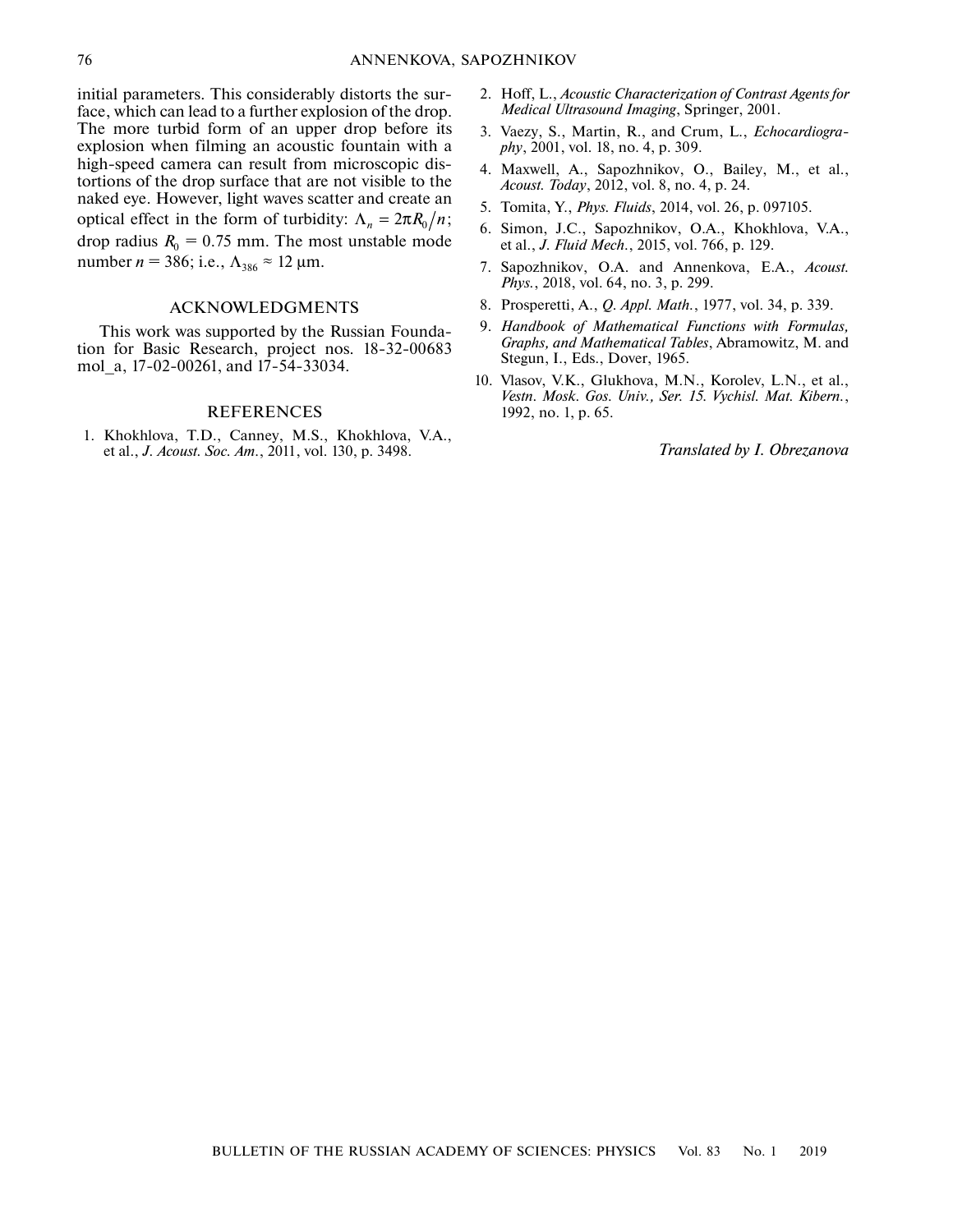initial parameters. This considerably distorts the surface, which can lead to a further explosion of the drop. The more turbid form of an upper drop before its explosion when filming an acoustic fountain with a high-speed camera can result from microscopic distortions of the drop surface that are not visible to the naked eye. However, light waves scatter and create an optical effect in the form of turbidity: $\Lambda_n = 2\pi R_0/n$; drop radius $R_0 = 0.75$ mm. The most unstable mode number $n = 386$; i.e., $\Lambda_{386} \approx 12$ μm.

## ACKNOWLEDGMENTS

This work was supported by the Russian Foundation for Basic Research, project nos. 18-32-00683 mol_a, 17-02-00261, and 17-54-33034.

## REFERENCES

1. Khokhlova, T.D., Canney, M.S., Khokhlova, V.A., et al., *J. Acoust. Soc. Am.*, 2011, vol. 130, p. 3498.
2. Hoff, L., *Acoustic Characterization of Contrast Agents for Medical Ultrasound Imaging*, Springer, 2001.
3. Vaezy, S., Martin, R., and Crum, L., *Echocardiography*, 2001, vol. 18, no. 4, p. 309.
4. Maxwell, A., Sapozhnikov, O., Bailey, M., et al., *Acoust. Today*, 2012, vol. 8, no. 4, p. 24.
5. Tomita, Y., *Phys. Fluids*, 2014, vol. 26, p. 097105.
6. Simon, J.C., Sapozhnikov, O.A., Khokhlova, V.A., et al., *J. Fluid Mech.*, 2015, vol. 766, p. 129.
7. Sapozhnikov, O.A. and Annenkova, E.A., *Acoust. Phys.*, 2018, vol. 64, no. 3, p. 299.
8. Prosperetti, A., *Q. Appl. Math.*, 1977, vol. 34, p. 339.
9. *Handbook of Mathematical Functions with Formulas, Graphs, and Mathematical Tables*, Abramowitz, M. and Stegun, I., Eds., Dover, 1965.
10. Vlasov, V.K., Glukhova, M.N., Korolev, L.N., et al., *Vestn. Mosk. Gos. Univ., Ser. 15. Vychisl. Mat. Kibern.*, 1992, no. 1, p. 65.

*Translated by I. Obrezanova*